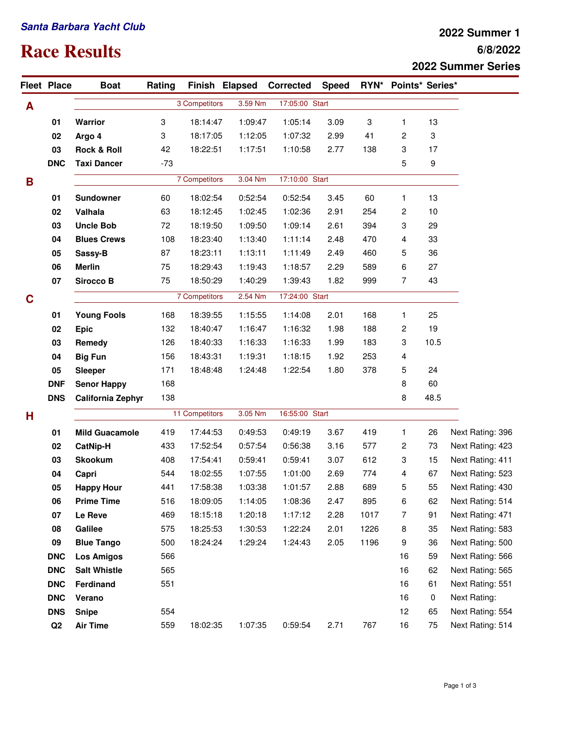*Santa Barbara Yacht Club*

# Race Results

**2022 Summer 1**
**6/8/2022**
**2022 Summer Series**

| Fleet | Place | Boat | Rating | Finish | Elapsed | Corrected | Speed | RYN* | Points* | Series* | |
|---|---|---|---|---|---|---|---|---|---|---|---|
| **A** | | | 3 Competitors | 3.59 Nm | 17:05:00 Start | | | | | | |
| | **01** | **Warrior** | 3 | 18:14:47 | 1:09:47 | 1:05:14 | 3.09 | 3 | 1 | 13 | |
| | **02** | **Argo 4** | 3 | 18:17:05 | 1:12:05 | 1:07:32 | 2.99 | 41 | 2 | 3 | |
| | **03** | **Rock & Roll** | 42 | 18:22:51 | 1:17:51 | 1:10:58 | 2.77 | 138 | 3 | 17 | |
| | **DNC** | **Taxi Dancer** | -73 | | | | | | 5 | 9 | |
| **B** | | | 7 Competitors | 3.04 Nm | 17:10:00 Start | | | | | | |
| | **01** | **Sundowner** | 60 | 18:02:54 | 0:52:54 | 0:52:54 | 3.45 | 60 | 1 | 13 | |
| | **02** | **Valhala** | 63 | 18:12:45 | 1:02:45 | 1:02:36 | 2.91 | 254 | 2 | 10 | |
| | **03** | **Uncle Bob** | 72 | 18:19:50 | 1:09:50 | 1:09:14 | 2.61 | 394 | 3 | 29 | |
| | **04** | **Blues Crews** | 108 | 18:23:40 | 1:13:40 | 1:11:14 | 2.48 | 470 | 4 | 33 | |
| | **05** | **Sassy-B** | 87 | 18:23:11 | 1:13:11 | 1:11:49 | 2.49 | 460 | 5 | 36 | |
| | **06** | **Merlin** | 75 | 18:29:43 | 1:19:43 | 1:18:57 | 2.29 | 589 | 6 | 27 | |
| | **07** | **Sirocco B** | 75 | 18:50:29 | 1:40:29 | 1:39:43 | 1.82 | 999 | 7 | 43 | |
| **C** | | | 7 Competitors | 2.54 Nm | 17:24:00 Start | | | | | | |
| | **01** | **Young Fools** | 168 | 18:39:55 | 1:15:55 | 1:14:08 | 2.01 | 168 | 1 | 25 | |
| | **02** | **Epic** | 132 | 18:40:47 | 1:16:47 | 1:16:32 | 1.98 | 188 | 2 | 19 | |
| | **03** | **Remedy** | 126 | 18:40:33 | 1:16:33 | 1:16:33 | 1.99 | 183 | 3 | 10.5 | |
| | **04** | **Big Fun** | 156 | 18:43:31 | 1:19:31 | 1:18:15 | 1.92 | 253 | 4 | | |
| | **05** | **Sleeper** | 171 | 18:48:48 | 1:24:48 | 1:22:54 | 1.80 | 378 | 5 | 24 | |
| | **DNF** | **Senor Happy** | 168 | | | | | | 8 | 60 | |
| | **DNS** | **California Zephyr** | 138 | | | | | | 8 | 48.5 | |
| **H** | | | 11 Competitors | 3.05 Nm | 16:55:00 Start | | | | | | |
| | **01** | **Mild Guacamole** | 419 | 17:44:53 | 0:49:53 | 0:49:19 | 3.67 | 419 | 1 | 26 | Next Rating: 396 |
| | **02** | **CatNip-H** | 433 | 17:52:54 | 0:57:54 | 0:56:38 | 3.16 | 577 | 2 | 73 | Next Rating: 423 |
| | **03** | **Skookum** | 408 | 17:54:41 | 0:59:41 | 0:59:41 | 3.07 | 612 | 3 | 15 | Next Rating: 411 |
| | **04** | **Capri** | 544 | 18:02:55 | 1:07:55 | 1:01:00 | 2.69 | 774 | 4 | 67 | Next Rating: 523 |
| | **05** | **Happy Hour** | 441 | 17:58:38 | 1:03:38 | 1:01:57 | 2.88 | 689 | 5 | 55 | Next Rating: 430 |
| | **06** | **Prime Time** | 516 | 18:09:05 | 1:14:05 | 1:08:36 | 2.47 | 895 | 6 | 62 | Next Rating: 514 |
| | **07** | **Le Reve** | 469 | 18:15:18 | 1:20:18 | 1:17:12 | 2.28 | 1017 | 7 | 91 | Next Rating: 471 |
| | **08** | **Galilee** | 575 | 18:25:53 | 1:30:53 | 1:22:24 | 2.01 | 1226 | 8 | 35 | Next Rating: 583 |
| | **09** | **Blue Tango** | 500 | 18:24:24 | 1:29:24 | 1:24:43 | 2.05 | 1196 | 9 | 36 | Next Rating: 500 |
| | **DNC** | **Los Amigos** | 566 | | | | | | 16 | 59 | Next Rating: 566 |
| | **DNC** | **Salt Whistle** | 565 | | | | | | 16 | 62 | Next Rating: 565 |
| | **DNC** | **Ferdinand** | 551 | | | | | | 16 | 61 | Next Rating: 551 |
| | **DNC** | **Verano** | | | | | | | 16 | 0 | Next Rating: |
| | **DNS** | **Snipe** | 554 | | | | | | 12 | 65 | Next Rating: 554 |
| | **Q2** | **Air Time** | 559 | 18:02:35 | 1:07:35 | 0:59:54 | 2.71 | 767 | 16 | 75 | Next Rating: 514 |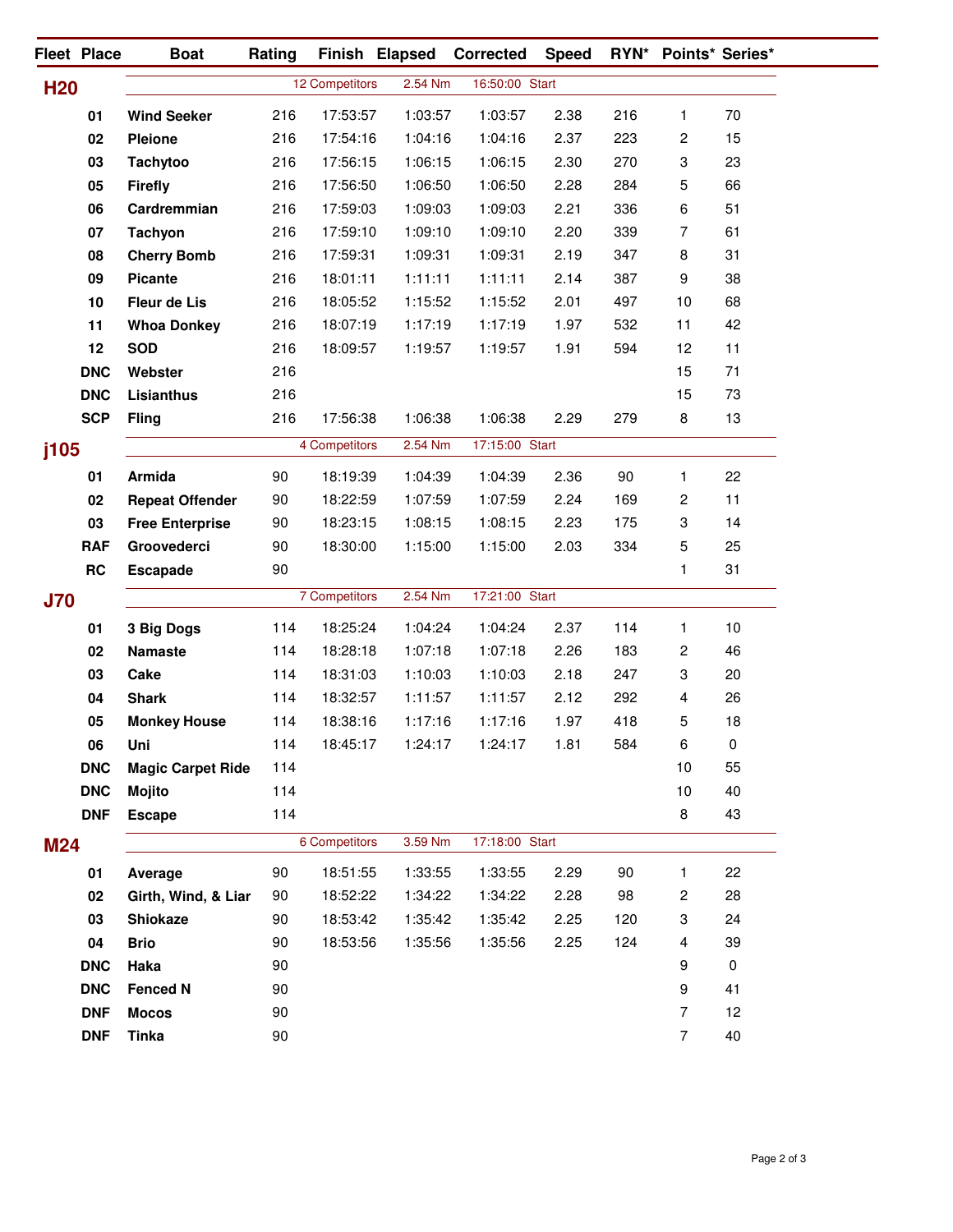| Fleet | Place | Boat | Rating | Finish | Elapsed | Corrected | Speed | RYN* | Points* | Series* |
|---|---|---|---|---|---|---|---|---|---|---|
| **H20** | | | | 12 Competitors | 2.54 Nm | 16:50:00 Start | | | | |
| | 01 | Wind Seeker | 216 | 17:53:57 | 1:03:57 | 1:03:57 | 2.38 | 216 | 1 | 70 |
| | 02 | Pleione | 216 | 17:54:16 | 1:04:16 | 1:04:16 | 2.37 | 223 | 2 | 15 |
| | 03 | Tachytoo | 216 | 17:56:15 | 1:06:15 | 1:06:15 | 2.30 | 270 | 3 | 23 |
| | 05 | Firefly | 216 | 17:56:50 | 1:06:50 | 1:06:50 | 2.28 | 284 | 5 | 66 |
| | 06 | Cardremmian | 216 | 17:59:03 | 1:09:03 | 1:09:03 | 2.21 | 336 | 6 | 51 |
| | 07 | Tachyon | 216 | 17:59:10 | 1:09:10 | 1:09:10 | 2.20 | 339 | 7 | 61 |
| | 08 | Cherry Bomb | 216 | 17:59:31 | 1:09:31 | 1:09:31 | 2.19 | 347 | 8 | 31 |
| | 09 | Picante | 216 | 18:01:11 | 1:11:11 | 1:11:11 | 2.14 | 387 | 9 | 38 |
| | 10 | Fleur de Lis | 216 | 18:05:52 | 1:15:52 | 1:15:52 | 2.01 | 497 | 10 | 68 |
| | 11 | Whoa Donkey | 216 | 18:07:19 | 1:17:19 | 1:17:19 | 1.97 | 532 | 11 | 42 |
| | 12 | SOD | 216 | 18:09:57 | 1:19:57 | 1:19:57 | 1.91 | 594 | 12 | 11 |
| | DNC | Webster | 216 | | | | | | 15 | 71 |
| | DNC | Lisianthus | 216 | | | | | | 15 | 73 |
| | SCP | Fling | 216 | 17:56:38 | 1:06:38 | 1:06:38 | 2.29 | 279 | 8 | 13 |
| **j105** | | | | 4 Competitors | 2.54 Nm | 17:15:00 Start | | | | |
| | 01 | Armida | 90 | 18:19:39 | 1:04:39 | 1:04:39 | 2.36 | 90 | 1 | 22 |
| | 02 | Repeat Offender | 90 | 18:22:59 | 1:07:59 | 1:07:59 | 2.24 | 169 | 2 | 11 |
| | 03 | Free Enterprise | 90 | 18:23:15 | 1:08:15 | 1:08:15 | 2.23 | 175 | 3 | 14 |
| | RAF | Groovederci | 90 | 18:30:00 | 1:15:00 | 1:15:00 | 2.03 | 334 | 5 | 25 |
| | RC | Escapade | 90 | | | | | | 1 | 31 |
| **J70** | | | | 7 Competitors | 2.54 Nm | 17:21:00 Start | | | | |
| | 01 | 3 Big Dogs | 114 | 18:25:24 | 1:04:24 | 1:04:24 | 2.37 | 114 | 1 | 10 |
| | 02 | Namaste | 114 | 18:28:18 | 1:07:18 | 1:07:18 | 2.26 | 183 | 2 | 46 |
| | 03 | Cake | 114 | 18:31:03 | 1:10:03 | 1:10:03 | 2.18 | 247 | 3 | 20 |
| | 04 | Shark | 114 | 18:32:57 | 1:11:57 | 1:11:57 | 2.12 | 292 | 4 | 26 |
| | 05 | Monkey House | 114 | 18:38:16 | 1:17:16 | 1:17:16 | 1.97 | 418 | 5 | 18 |
| | 06 | Uni | 114 | 18:45:17 | 1:24:17 | 1:24:17 | 1.81 | 584 | 6 | 0 |
| | DNC | Magic Carpet Ride | 114 | | | | | | 10 | 55 |
| | DNC | Mojito | 114 | | | | | | 10 | 40 |
| | DNF | Escape | 114 | | | | | | 8 | 43 |
| **M24** | | | | 6 Competitors | 3.59 Nm | 17:18:00 Start | | | | |
| | 01 | Average | 90 | 18:51:55 | 1:33:55 | 1:33:55 | 2.29 | 90 | 1 | 22 |
| | 02 | Girth, Wind, & Liar | 90 | 18:52:22 | 1:34:22 | 1:34:22 | 2.28 | 98 | 2 | 28 |
| | 03 | Shiokaze | 90 | 18:53:42 | 1:35:42 | 1:35:42 | 2.25 | 120 | 3 | 24 |
| | 04 | Brio | 90 | 18:53:56 | 1:35:56 | 1:35:56 | 2.25 | 124 | 4 | 39 |
| | DNC | Haka | 90 | | | | | | 9 | 0 |
| | DNC | Fenced N | 90 | | | | | | 9 | 41 |
| | DNF | Mocos | 90 | | | | | | 7 | 12 |
| | DNF | Tinka | 90 | | | | | | 7 | 40 |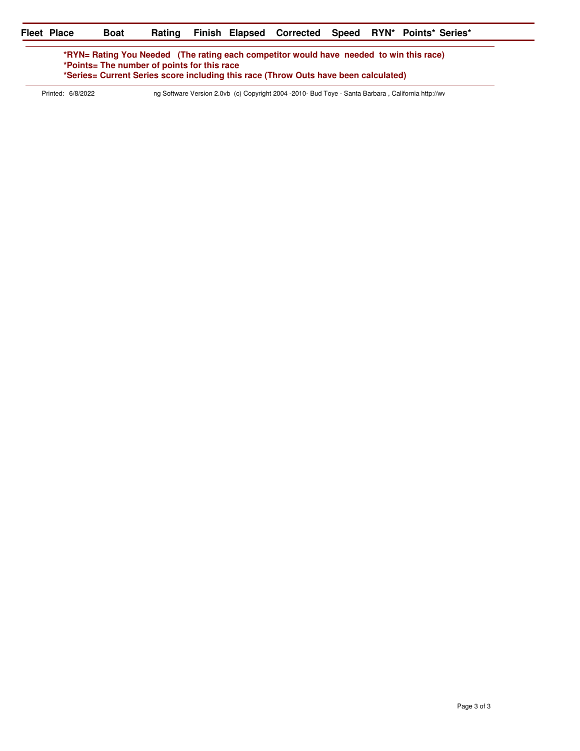| Fleet | Place | Boat | Rating | Finish | Elapsed | Corrected | Speed | RYN* | Points* | Series* |
|---|---|---|---|---|---|---|---|---|---|---|

**\*RYN= Rating You Needed (The rating each competitor would have needed to win this race)**
**\*Points= The number of points for this race**
**\*Series= Current Series score including this race (Throw Outs have been calculated)**

Printed: 6/8/2022 ng Software Version 2.0vb (c) Copyright 2004 -2010- Bud Toye - Santa Barbara , California http://wv